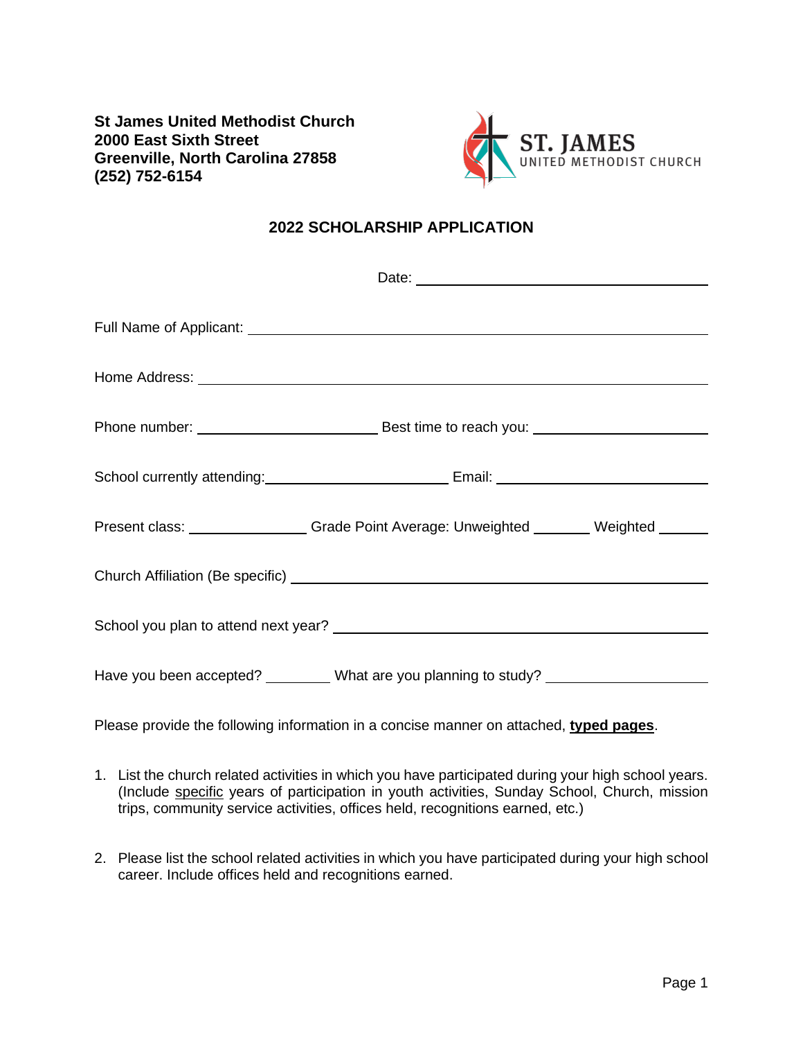**St James United Methodist Church**
**2000 East Sixth Street**
**Greenville, North Carolina 27858**
**(252) 752-6154**

ST. JAMES
UNITED METHODIST CHURCH

## 2022 SCHOLARSHIP APPLICATION

Date: ______________________________

Full Name of Applicant: ______________________________________________

Home Address: ______________________________________________

Phone number: ____________________ Best time to reach you: ____________________

School currently attending: ____________________ Email: ____________________

Present class: ____________ Grade Point Average: Unweighted ______ Weighted ______

Church Affiliation (Be specific) ______________________________________________

School you plan to attend next year? ______________________________________________

Have you been accepted? ________ What are you planning to study? ____________________

Please provide the following information in a concise manner on attached, **typed pages**.

1. List the church related activities in which you have participated during your high school years. (Include specific years of participation in youth activities, Sunday School, Church, mission trips, community service activities, offices held, recognitions earned, etc.)

2. Please list the school related activities in which you have participated during your high school career. Include offices held and recognitions earned.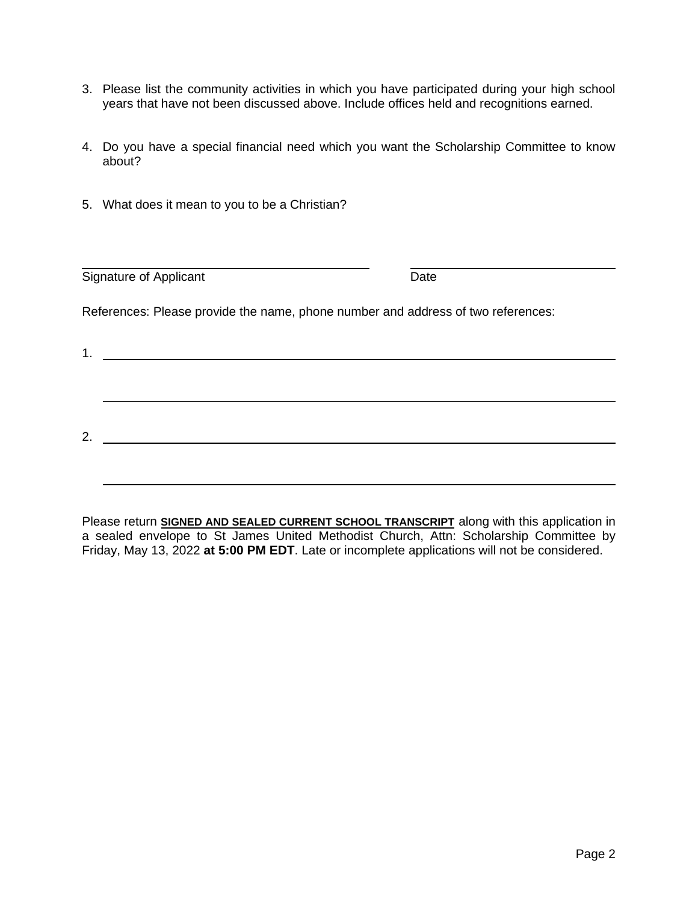3. Please list the community activities in which you have participated during your high school years that have not been discussed above. Include offices held and recognitions earned.

4. Do you have a special financial need which you want the Scholarship Committee to know about?

5. What does it mean to you to be a Christian?

\_\_\_\_\_\_\_\_\_\_\_\_\_\_\_\_\_\_\_\_\_\_\_\_\_\_\_\_\_\_\_\_\_\_\_\_\_\_\_\_ \_\_\_\_\_\_\_\_\_\_\_\_\_\_\_\_\_\_\_\_\_\_\_\_\_\_\_\_\_\_

Signature of Applicant Date

References: Please provide the name, phone number and address of two references:

1. \_\_\_\_\_\_\_\_\_\_\_\_\_\_\_\_\_\_\_\_\_\_\_\_\_\_\_\_\_\_\_\_\_\_\_\_\_\_\_\_\_\_\_\_\_\_\_\_\_\_\_\_\_\_\_\_\_\_\_\_\_\_\_\_\_\_\_\_

   \_\_\_\_\_\_\_\_\_\_\_\_\_\_\_\_\_\_\_\_\_\_\_\_\_\_\_\_\_\_\_\_\_\_\_\_\_\_\_\_\_\_\_\_\_\_\_\_\_\_\_\_\_\_\_\_\_\_\_\_\_\_\_\_\_\_\_\_

2. \_\_\_\_\_\_\_\_\_\_\_\_\_\_\_\_\_\_\_\_\_\_\_\_\_\_\_\_\_\_\_\_\_\_\_\_\_\_\_\_\_\_\_\_\_\_\_\_\_\_\_\_\_\_\_\_\_\_\_\_\_\_\_\_\_\_\_\_

   \_\_\_\_\_\_\_\_\_\_\_\_\_\_\_\_\_\_\_\_\_\_\_\_\_\_\_\_\_\_\_\_\_\_\_\_\_\_\_\_\_\_\_\_\_\_\_\_\_\_\_\_\_\_\_\_\_\_\_\_\_\_\_\_\_\_\_\_

Please return <u>**SIGNED AND SEALED CURRENT SCHOOL TRANSCRIPT**</u> along with this application in a sealed envelope to St James United Methodist Church, Attn: Scholarship Committee by Friday, May 13, 2022 **at 5:00 PM EDT**. Late or incomplete applications will not be considered.